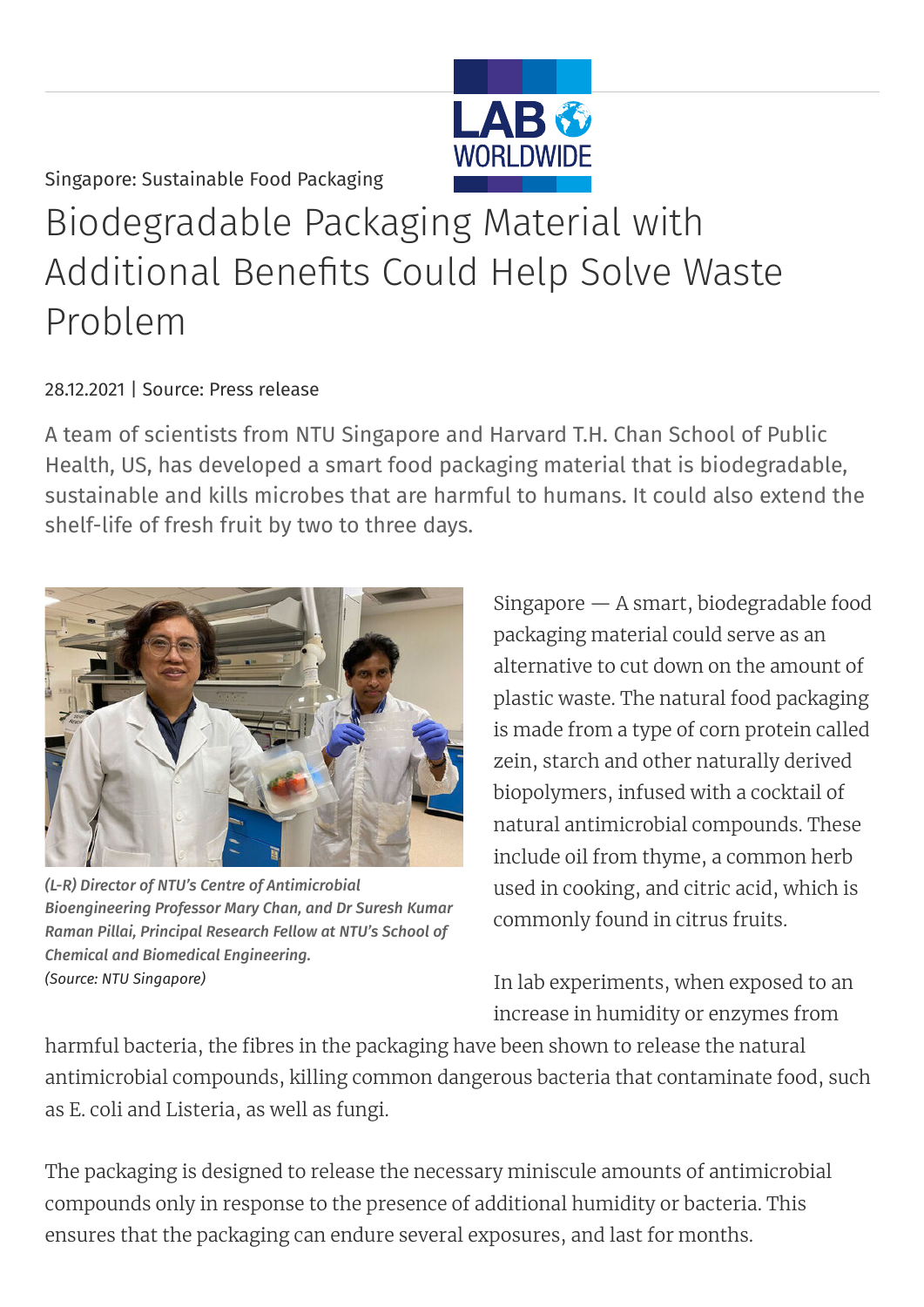Singapore: Sustainable Food Packaging

# Biodegradable Packaging Material with Additional Benefits Could Help Solve Waste Problem

28.12.2021 | Source: Press release

A team of scientists from NTU Singapore and Harvard T.H. Chan School of Public Health, US, has developed a smart food packaging material that is biodegradable, sustainable and kills microbes that are harmful to humans. It could also extend the shelf-life of fresh fruit by two to three days.

*(L-R) Director of NTU's Centre of Antimicrobial Bioengineering Professor Mary Chan, and Dr Suresh Kumar Raman Pillai, Principal Research Fellow at NTU's School of Chemical and Biomedical Engineering. (Source: NTU Singapore)*

Singapore — A smart, biodegradable food packaging material could serve as an alternative to cut down on the amount of plastic waste. The natural food packaging is made from a type of corn protein called zein, starch and other naturally derived biopolymers, infused with a cocktail of natural antimicrobial compounds. These include oil from thyme, a common herb used in cooking, and citric acid, which is commonly found in citrus fruits.

In lab experiments, when exposed to an increase in humidity or enzymes from harmful bacteria, the fibres in the packaging have been shown to release the natural antimicrobial compounds, killing common dangerous bacteria that contaminate food, such as E. coli and Listeria, as well as fungi.

The packaging is designed to release the necessary miniscule amounts of antimicrobial compounds only in response to the presence of additional humidity or bacteria. This ensures that the packaging can endure several exposures, and last for months.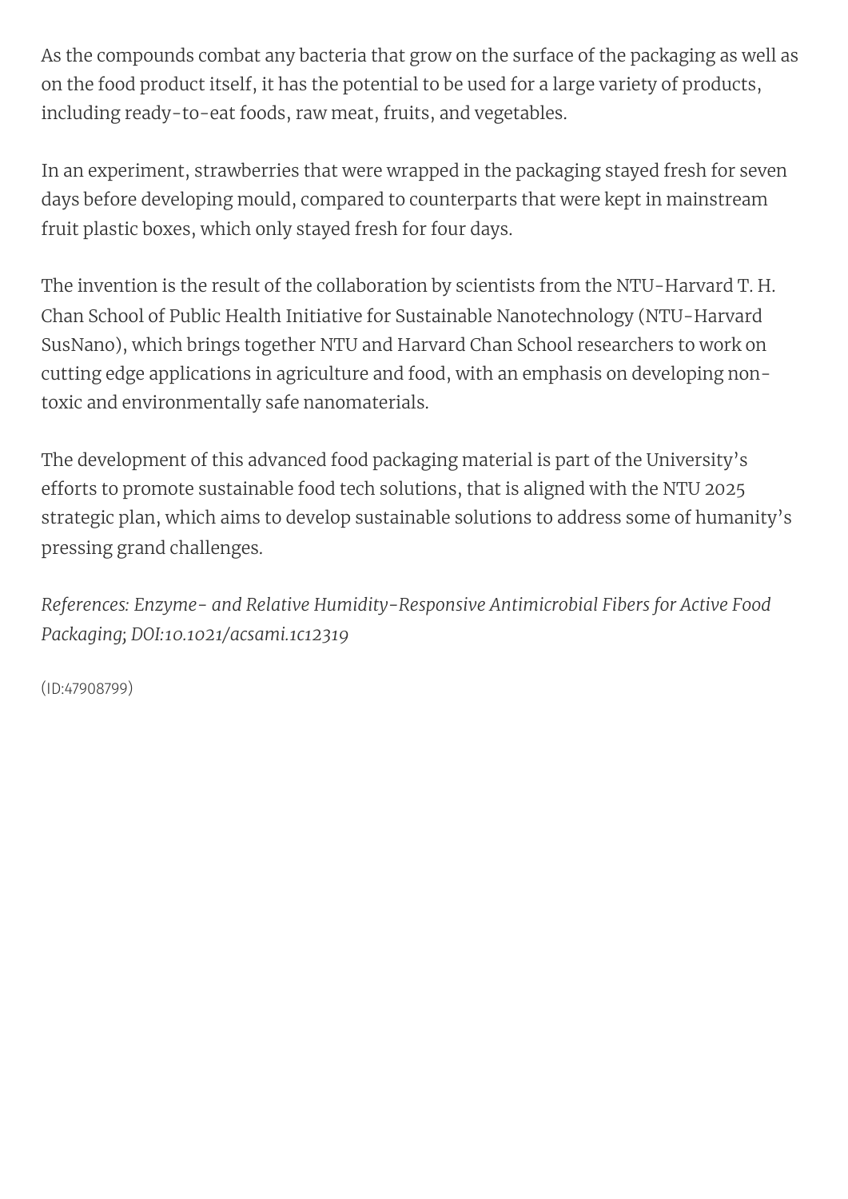As the compounds combat any bacteria that grow on the surface of the packaging as well as on the food product itself, it has the potential to be used for a large variety of products, including ready-to-eat foods, raw meat, fruits, and vegetables.

In an experiment, strawberries that were wrapped in the packaging stayed fresh for seven days before developing mould, compared to counterparts that were kept in mainstream fruit plastic boxes, which only stayed fresh for four days.

The invention is the result of the collaboration by scientists from the NTU-Harvard T. H. Chan School of Public Health Initiative for Sustainable Nanotechnology (NTU-Harvard SusNano), which brings together NTU and Harvard Chan School researchers to work on cutting edge applications in agriculture and food, with an emphasis on developing non-toxic and environmentally safe nanomaterials.

The development of this advanced food packaging material is part of the University's efforts to promote sustainable food tech solutions, that is aligned with the NTU 2025 strategic plan, which aims to develop sustainable solutions to address some of humanity's pressing grand challenges.

*References: Enzyme- and Relative Humidity-Responsive Antimicrobial Fibers for Active Food Packaging; DOI:10.1021/acsami.1c12319*

(ID:47908799)